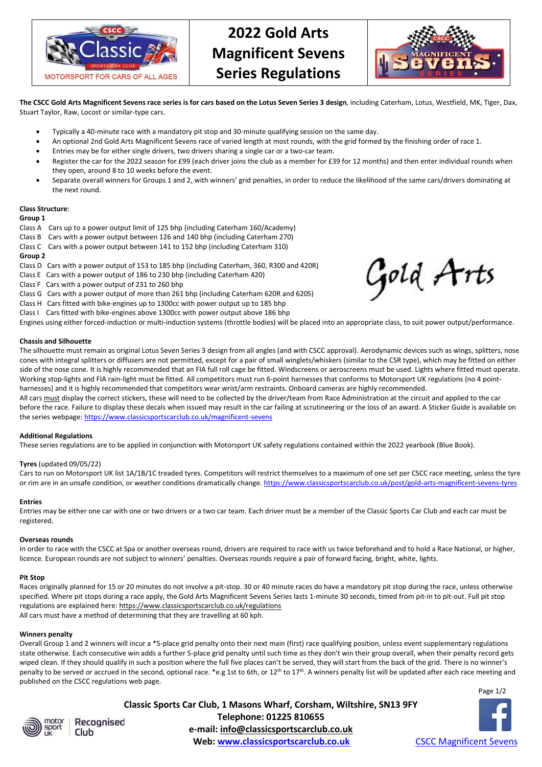# 2022 Gold Arts Magnificent Sevens Series Regulations

**The CSCC Gold Arts Magnificent Sevens race series is for cars based on the Lotus Seven Series 3 design**, including Caterham, Lotus, Westfield, MK, Tiger, Dax, Stuart Taylor, Raw, Locost or similar-type cars.

- Typically a 40-minute race with a mandatory pit stop and 30-minute qualifying session on the same day.
- An optional 2nd Gold Arts Magnificent Sevens race of varied length at most rounds, with the grid formed by the finishing order of race 1.
- Entries may be for either single drivers, two drivers sharing a single car or a two-car team.
- Register the car for the 2022 season for £99 (each driver joins the club as a member for £39 for 12 months) and then enter individual rounds when they open, around 8 to 10 weeks before the event.
- Separate overall winners for Groups 1 and 2, with winners' grid penalties, in order to reduce the likelihood of the same cars/drivers dominating at the next round.

**Class Structure**:

**Group 1**

Class A Cars up to a power output limit of 125 bhp (including Caterham 160/Academy)
Class B Cars with a power output between 126 and 140 bhp (including Caterham 270)
Class C Cars with a power output between 141 to 152 bhp (including Caterham 310)

**Group 2**

Class D Cars with a power output of 153 to 185 bhp (including Caterham, 360, R300 and 420R)
Class E Cars with a power output of 186 to 230 bhp (including Caterham 420)
Class F Cars with a power output of 231 to 260 bhp
Class G Cars with a power output of more than 261 bhp (including Caterham 620R and 620S)
Class H Cars fitted with bike-engines up to 1300cc with power output up to 185 bhp
Class I Cars fitted with bike-engines above 1300cc with power output above 186 bhp

Engines using either forced-induction or multi-induction systems (throttle bodies) will be placed into an appropriate class, to suit power output/performance.

### Chassis and Silhouette

The silhouette must remain as original Lotus Seven Series 3 design from all angles (and with CSCC approval). Aerodynamic devices such as wings, splitters, nose cones with integral splitters or diffusers are not permitted, except for a pair of small winglets/whiskers (similar to the CSR type), which may be fitted on either side of the nose cone. It is highly recommended that an FIA full roll cage be fitted. Windscreens or aeroscreens must be used. Lights where fitted must operate. Working stop-lights and FIA rain-light must be fitted. All competitors must run 6-point harnesses that conforms to Motorsport UK regulations (no 4 point-harnesses) and it is highly recommended that competitors wear wrist/arm restraints. Onboard cameras are highly recommended.

All cars must display the correct stickers, these will need to be collected by the driver/team from Race Administration at the circuit and applied to the car before the race. Failure to display these decals when issued may result in the car failing at scrutineering or the loss of an award. A Sticker Guide is available on the series webpage: https://www.classicsportscarclub.co.uk/magnificent-sevens

### Additional Regulations

These series regulations are to be applied in conjunction with Motorsport UK safety regulations contained within the 2022 yearbook (Blue Book).

### Tyres (updated 09/05/22)

Cars to run on Motorsport UK list 1A/1B/1C treaded tyres. Competitors will restrict themselves to a maximum of one set per CSCC race meeting, unless the tyre or rim are in an unsafe condition, or weather conditions dramatically change. https://www.classicsportscarclub.co.uk/post/gold-arts-magnificent-sevens-tyres

### Entries

Entries may be either one car with one or two drivers or a two car team. Each driver must be a member of the Classic Sports Car Club and each car must be registered.

### Overseas rounds

In order to race with the CSCC at Spa or another overseas round, drivers are required to race with us twice beforehand and to hold a Race National, or higher, licence. European rounds are not subject to winners' penalties. Overseas rounds require a pair of forward facing, bright, white, lights.

### Pit Stop

Races originally planned for 15 or 20 minutes do not involve a pit-stop. 30 or 40 minute races do have a mandatory pit stop during the race, unless otherwise specified. Where pit stops during a race apply, the Gold Arts Magnificent Sevens Series lasts 1-minute 30 seconds, timed from pit-in to pit-out. Full pit stop regulations are explained here: https://www.classicsportscarclub.co.uk/regulations

All cars must have a method of determining that they are travelling at 60 kph.

### Winners penalty

Overall Group 1 and 2 winners will incur a *5-place grid penalty onto their next main (first) race qualifying position, unless event supplementary regulations state otherwise. Each consecutive win adds a further 5-place grid penalty until such time as they don't win their group overall, when their penalty record gets wiped clean. If they should qualify in such a position where the full five places can't be served, they will start from the back of the grid. There is no winner's penalty to be served or accrued in the second, optional race. *e.g 1st to 6th, or 12th to 17th. A winners penalty list will be updated after each race meeting and published on the CSCC regulations web page.

**Classic Sports Car Club, 1 Masons Wharf, Corsham, Wiltshire, SN13 9FY**
**Telephone: 01225 810655**
**e-mail: info@classicsportscarclub.co.uk**
**Web: www.classicsportscarclub.co.uk**

CSCC Magnificent Sevens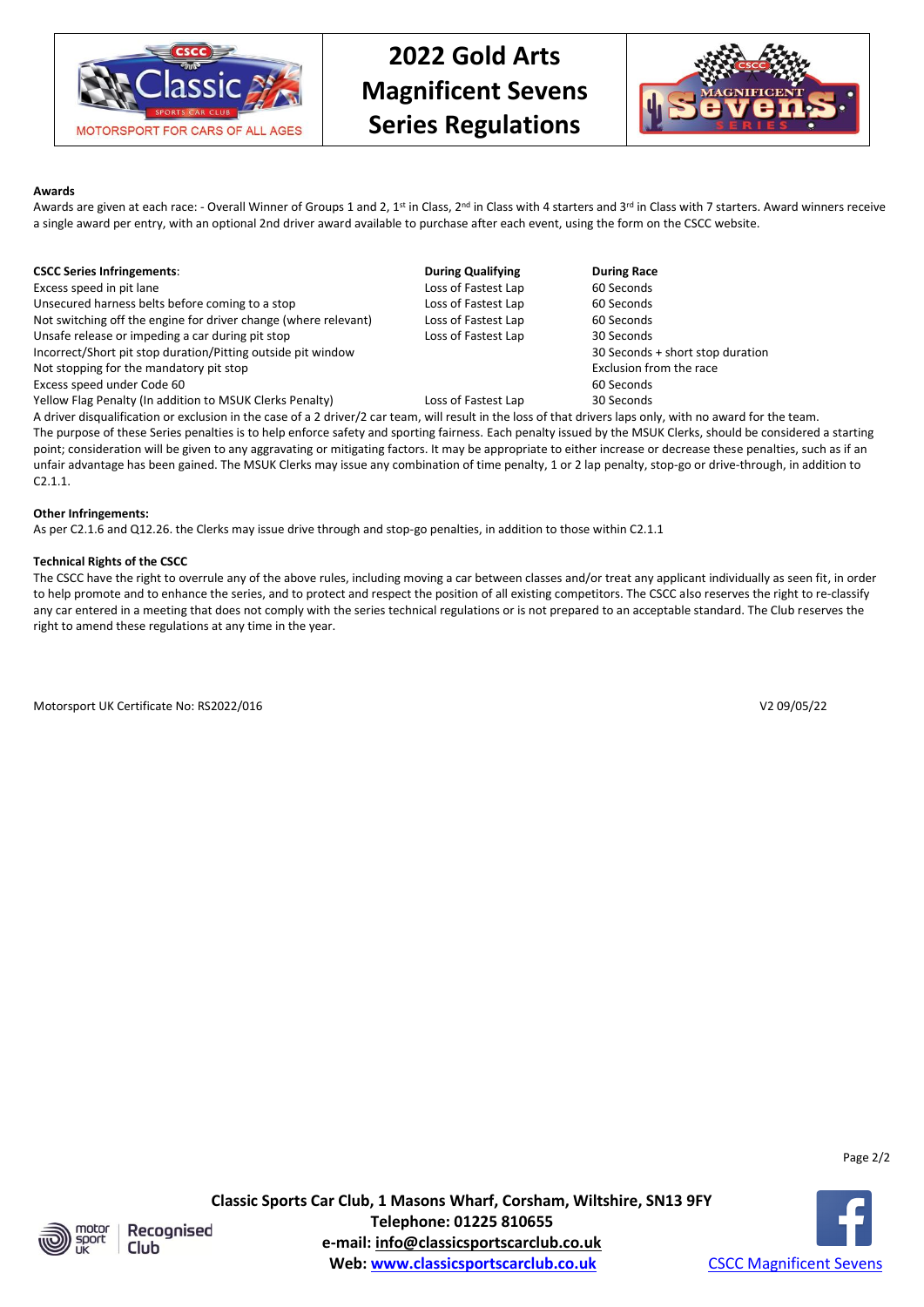# 2022 Gold Arts Magnificent Sevens Series Regulations

**Awards**

Awards are given at each race: - Overall Winner of Groups 1 and 2, 1st in Class, 2nd in Class with 4 starters and 3rd in Class with 7 starters. Award winners receive a single award per entry, with an optional 2nd driver award available to purchase after each event, using the form on the CSCC website.

| **CSCC Series Infringements**: | **During Qualifying** | **During Race** |
|---|---|---|
| Excess speed in pit lane | Loss of Fastest Lap | 60 Seconds |
| Unsecured harness belts before coming to a stop | Loss of Fastest Lap | 60 Seconds |
| Not switching off the engine for driver change (where relevant) | Loss of Fastest Lap | 60 Seconds |
| Unsafe release or impeding a car during pit stop | Loss of Fastest Lap | 30 Seconds |
| Incorrect/Short pit stop duration/Pitting outside pit window | | 30 Seconds + short stop duration |
| Not stopping for the mandatory pit stop | | Exclusion from the race |
| Excess speed under Code 60 | | 60 Seconds |
| Yellow Flag Penalty (In addition to MSUK Clerks Penalty) | Loss of Fastest Lap | 30 Seconds |

A driver disqualification or exclusion in the case of a 2 driver/2 car team, will result in the loss of that drivers laps only, with no award for the team.
The purpose of these Series penalties is to help enforce safety and sporting fairness. Each penalty issued by the MSUK Clerks, should be considered a starting point; consideration will be given to any aggravating or mitigating factors. It may be appropriate to either increase or decrease these penalties, such as if an unfair advantage has been gained. The MSUK Clerks may issue any combination of time penalty, 1 or 2 lap penalty, stop-go or drive-through, in addition to C2.1.1.

**Other Infringements:**

As per C2.1.6 and Q12.26. the Clerks may issue drive through and stop-go penalties, in addition to those within C2.1.1

**Technical Rights of the CSCC**

The CSCC have the right to overrule any of the above rules, including moving a car between classes and/or treat any applicant individually as seen fit, in order to help promote and to enhance the series, and to protect and respect the position of all existing competitors. The CSCC also reserves the right to re-classify any car entered in a meeting that does not comply with the series technical regulations or is not prepared to an acceptable standard. The Club reserves the right to amend these regulations at any time in the year.

Motorsport UK Certificate No: RS2022/016

V2 09/05/22

**Classic Sports Car Club, 1 Masons Wharf, Corsham, Wiltshire, SN13 9FY**
**Telephone: 01225 810655**
**e-mail: info@classicsportscarclub.co.uk**
**Web: www.classicsportscarclub.co.uk**

CSCC Magnificent Sevens